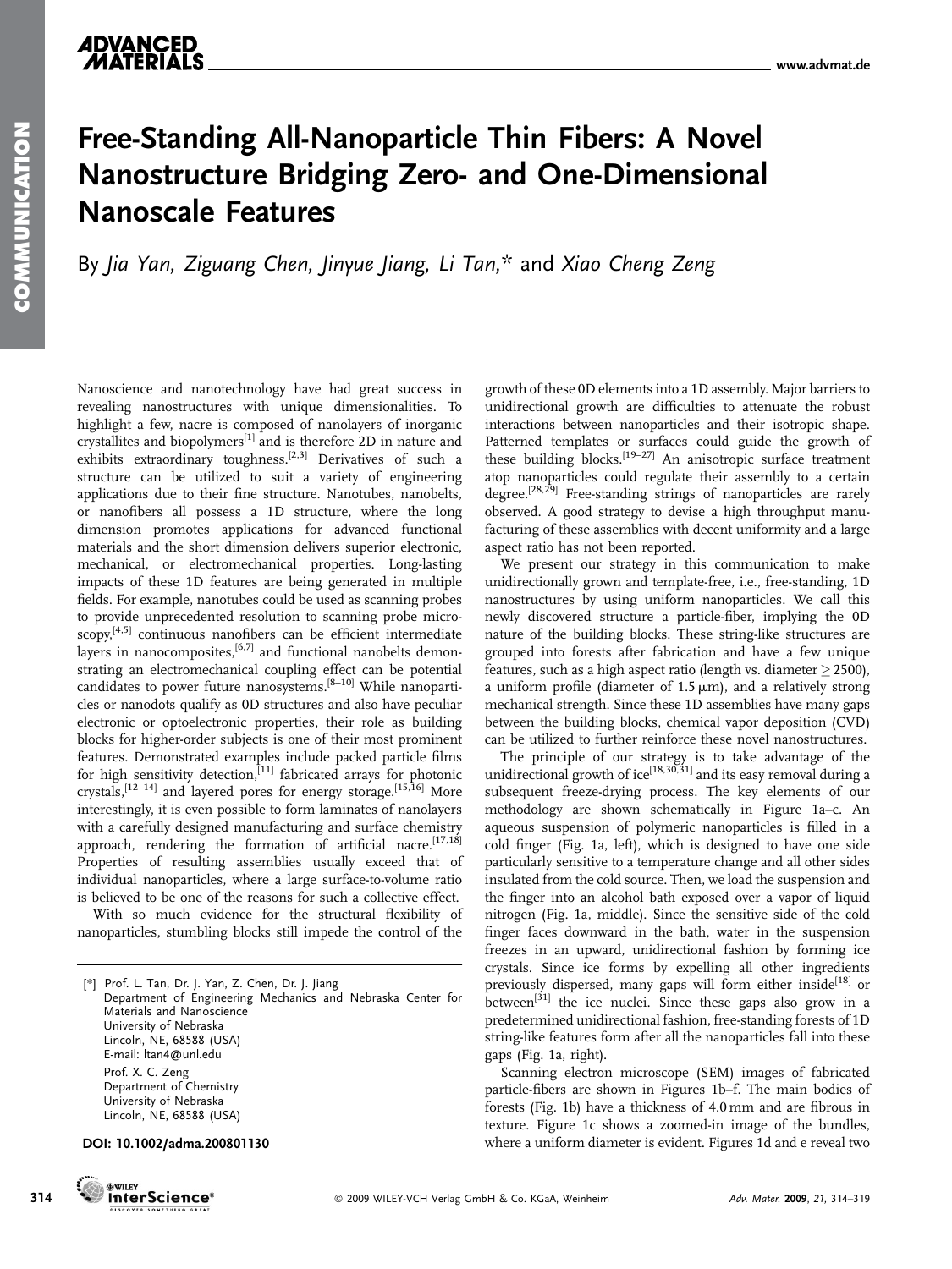# Free-Standing All-Nanoparticle Thin Fibers: A Novel Nanostructure Bridging Zero- and One-Dimensional Nanoscale Features

By *Jia Yan, Ziguang Chen, Jinyue Jiang, Li Tan,\** and *Xiao Cheng Zeng*

Nanoscience and nanotechnology have had great success in revealing nanostructures with unique dimensionalities. To highlight a few, nacre is composed of nanolayers of inorganic crystallites and biopolymers[1] and is therefore 2D in nature and exhibits extraordinary toughness.[2,3] Derivatives of such a structure can be utilized to suit a variety of engineering applications due to their fine structure. Nanotubes, nanobelts, or nanofibers all possess a 1D structure, where the long dimension promotes applications for advanced functional materials and the short dimension delivers superior electronic, mechanical, or electromechanical properties. Long-lasting impacts of these 1D features are being generated in multiple fields. For example, nanotubes could be used as scanning probes to provide unprecedented resolution to scanning probe microscopy,[4,5] continuous nanofibers can be efficient intermediate layers in nanocomposites,[6,7] and functional nanobelts demonstrating an electromechanical coupling effect can be potential candidates to power future nanosystems.[8–10] While nanoparticles or nanodots qualify as 0D structures and also have peculiar electronic or optoelectronic properties, their role as building blocks for higher-order subjects is one of their most prominent features. Demonstrated examples include packed particle films for high sensitivity detection,[11] fabricated arrays for photonic crystals,[12–14] and layered pores for energy storage.[15,16] More interestingly, it is even possible to form laminates of nanolayers with a carefully designed manufacturing and surface chemistry approach, rendering the formation of artificial nacre.[17,18] Properties of resulting assemblies usually exceed that of individual nanoparticles, where a large surface-to-volume ratio is believed to be one of the reasons for such a collective effect.

With so much evidence for the structural flexibility of nanoparticles, stumbling blocks still impede the control of the growth of these 0D elements into a 1D assembly. Major barriers to unidirectional growth are difficulties to attenuate the robust interactions between nanoparticles and their isotropic shape. Patterned templates or surfaces could guide the growth of these building blocks.[19–27] An anisotropic surface treatment atop nanoparticles could regulate their assembly to a certain degree.[28,29] Free-standing strings of nanoparticles are rarely observed. A good strategy to devise a high throughput manufacturing of these assemblies with decent uniformity and a large aspect ratio has not been reported.

We present our strategy in this communication to make unidirectionally grown and template-free, i.e., free-standing, 1D nanostructures by using uniform nanoparticles. We call this newly discovered structure a particle-fiber, implying the 0D nature of the building blocks. These string-like structures are grouped into forests after fabrication and have a few unique features, such as a high aspect ratio (length vs. diameter ≥ 2500), a uniform profile (diameter of 1.5 μm), and a relatively strong mechanical strength. Since these 1D assemblies have many gaps between the building blocks, chemical vapor deposition (CVD) can be utilized to further reinforce these novel nanostructures.

The principle of our strategy is to take advantage of the unidirectional growth of ice[18,30,31] and its easy removal during a subsequent freeze-drying process. The key elements of our methodology are shown schematically in Figure 1a–c. An aqueous suspension of polymeric nanoparticles is filled in a cold finger (Fig. 1a, left), which is designed to have one side particularly sensitive to a temperature change and all other sides insulated from the cold source. Then, we load the suspension and the finger into an alcohol bath exposed over a vapor of liquid nitrogen (Fig. 1a, middle). Since the sensitive side of the cold finger faces downward in the bath, water in the suspension freezes in an upward, unidirectional fashion by forming ice crystals. Since ice forms by expelling all other ingredients previously dispersed, many gaps will form either inside[18] or between[31] the ice nuclei. Since these gaps also grow in a predetermined unidirectional fashion, free-standing forests of 1D string-like features form after all the nanoparticles fall into these gaps (Fig. 1a, right).

Scanning electron microscope (SEM) images of fabricated particle-fibers are shown in Figures 1b–f. The main bodies of forests (Fig. 1b) have a thickness of 4.0 mm and are fibrous in texture. Figure 1c shows a zoomed-in image of the bundles, where a uniform diameter is evident. Figures 1d and e reveal two

---

[\*] Prof. L. Tan, Dr. J. Yan, Z. Chen, Dr. J. Jiang
Department of Engineering Mechanics and Nebraska Center for Materials and Nanoscience
University of Nebraska
Lincoln, NE, 68588 (USA)
E-mail: ltan4@unl.edu

Prof. X. C. Zeng
Department of Chemistry
University of Nebraska
Lincoln, NE, 68588 (USA)

**DOI: 10.1002/adma.200801130**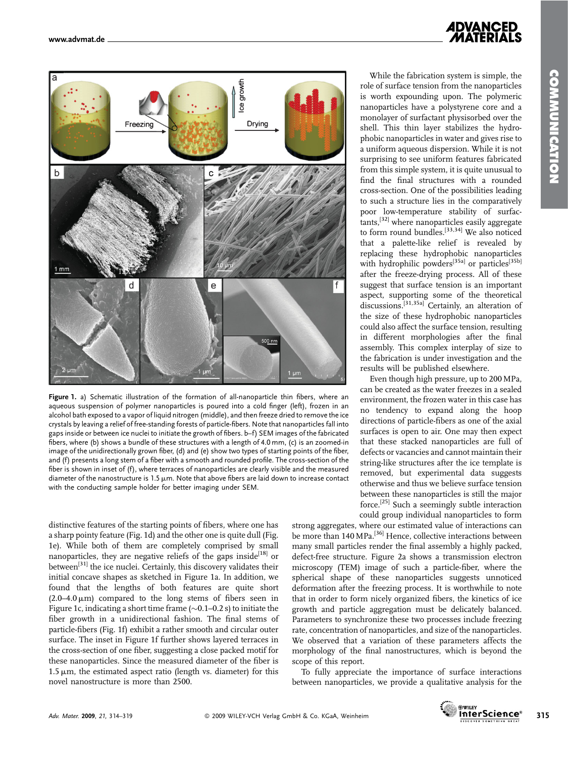**Figure 1.** a) Schematic illustration of the formation of all-nanoparticle thin fibers, where an aqueous suspension of polymer nanoparticles is poured into a cold finger (left), frozen in an alcohol bath exposed to a vapor of liquid nitrogen (middle), and then freeze dried to remove the ice crystals by leaving a relief of free-standing forests of particle-fibers. Note that nanoparticles fall into gaps inside or between ice nuclei to initiate the growth of fibers. b–f) SEM images of the fabricated fibers, where (b) shows a bundle of these structures with a length of 4.0 mm, (c) is an zoomed-in image of the unidirectionally grown fiber, (d) and (e) show two types of starting points of the fiber, and (f) presents a long stem of a fiber with a smooth and rounded profile. The cross-section of the fiber is shown in inset of (f), where terraces of nanoparticles are clearly visible and the measured diameter of the nanostructure is 1.5 μm. Note that above fibers are laid down to increase contact with the conducting sample holder for better imaging under SEM.

distinctive features of the starting points of fibers, where one has a sharp pointy feature (Fig. 1d) and the other one is quite dull (Fig. 1e). While both of them are completely comprised by small nanoparticles, they are negative reliefs of the gaps inside[18] or between[31] the ice nuclei. Certainly, this discovery validates their initial concave shapes as sketched in Figure 1a. In addition, we found that the lengths of both features are quite short (2.0–4.0 μm) compared to the long stems of fibers seen in Figure 1c, indicating a short time frame (~0.1–0.2 s) to initiate the fiber growth in a unidirectional fashion. The final stems of particle-fibers (Fig. 1f) exhibit a rather smooth and circular outer surface. The inset in Figure 1f further shows layered terraces in the cross-section of one fiber, suggesting a close packed motif for these nanoparticles. Since the measured diameter of the fiber is 1.5 μm, the estimated aspect ratio (length vs. diameter) for this novel nanostructure is more than 2500.

While the fabrication system is simple, the role of surface tension from the nanoparticles is worth expounding upon. The polymeric nanoparticles have a polystyrene core and a monolayer of surfactant physisorbed over the shell. This thin layer stabilizes the hydrophobic nanoparticles in water and gives rise to a uniform aqueous dispersion. While it is not surprising to see uniform features fabricated from this simple system, it is quite unusual to find the final structures with a rounded cross-section. One of the possibilities leading to such a structure lies in the comparatively poor low-temperature stability of surfactants,[32] where nanoparticles easily aggregate to form round bundles.[33,34] We also noticed that a palette-like relief is revealed by replacing these hydrophobic nanoparticles with hydrophilic powders[35a] or particles[35b] after the freeze-drying process. All of these suggest that surface tension is an important aspect, supporting some of the theoretical discussions.[31,35a] Certainly, an alteration of the size of these hydrophobic nanoparticles could also affect the surface tension, resulting in different morphologies after the final assembly. This complex interplay of size to the fabrication is under investigation and the results will be published elsewhere.

Even though high pressure, up to 200 MPa, can be created as the water freezes in a sealed environment, the frozen water in this case has no tendency to expand along the hoop directions of particle-fibers as one of the axial surfaces is open to air. One may then expect that these stacked nanoparticles are full of defects or vacancies and cannot maintain their string-like structures after the ice template is removed, but experimental data suggests otherwise and thus we believe surface tension between these nanoparticles is still the major force.[25] Such a seemingly subtle interaction could group individual nanoparticles to form strong aggregates, where our estimated value of interactions can be more than 140 MPa.[36] Hence, collective interactions between many small particles render the final assembly a highly packed, defect-free structure. Figure 2a shows a transmission electron microscopy (TEM) image of such a particle-fiber, where the spherical shape of these nanoparticles suggests unnoticed deformation after the freezing process. It is worthwhile to note that in order to form nicely organized fibers, the kinetics of ice growth and particle aggregation must be delicately balanced. Parameters to synchronize these two processes include freezing rate, concentration of nanoparticles, and size of the nanoparticles. We observed that a variation of these parameters affects the morphology of the final nanostructures, which is beyond the scope of this report.

To fully appreciate the importance of surface interactions between nanoparticles, we provide a qualitative analysis for the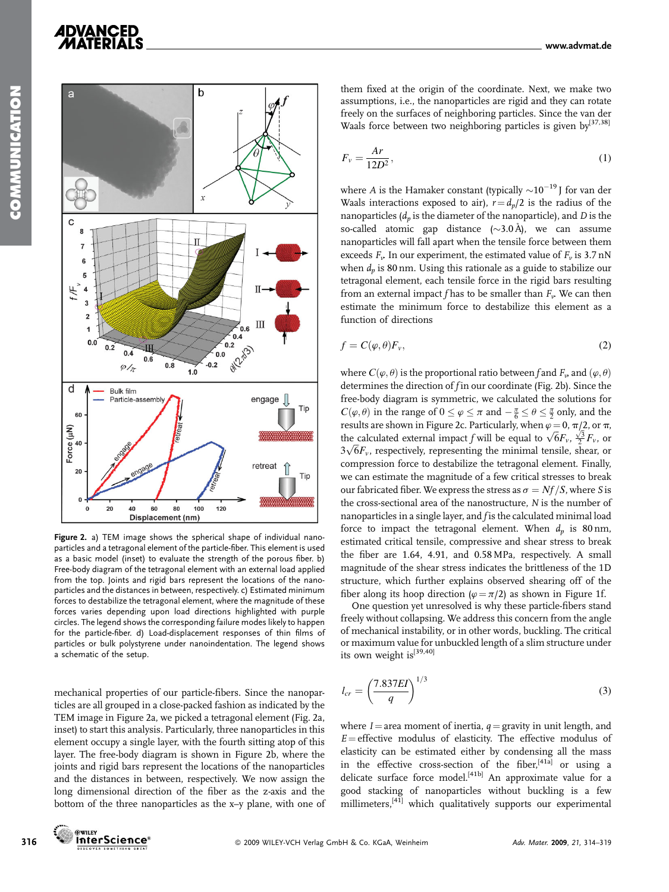**Figure 2.** a) TEM image shows the spherical shape of individual nanoparticles and a tetragonal element of the particle-fiber. This element is used as a basic model (inset) to evaluate the strength of the porous fiber. b) Free-body diagram of the tetragonal element with an external load applied from the top. Joints and rigid bars represent the locations of the nanoparticles and the distances in between, respectively. c) Estimated minimum forces to destabilize the tetragonal element, where the magnitude of these forces varies depending upon load directions highlighted with purple circles. The legend shows the corresponding failure modes likely to happen for the particle-fiber. d) Load-displacement responses of thin films of particles or bulk polystyrene under nanoindentation. The legend shows a schematic of the setup.

mechanical properties of our particle-fibers. Since the nanoparticles are all grouped in a close-packed fashion as indicated by the TEM image in Figure 2a, we picked a tetragonal element (Fig. 2a, inset) to start this analysis. Particularly, three nanoparticles in this element occupy a single layer, with the fourth sitting atop of this layer. The free-body diagram is shown in Figure 2b, where the joints and rigid bars represent the locations of the nanoparticles and the distances in between, respectively. We now assign the long dimensional direction of the fiber as the z-axis and the bottom of the three nanoparticles as the x–y plane, with one of them fixed at the origin of the coordinate. Next, we make two assumptions, i.e., the nanoparticles are rigid and they can rotate freely on the surfaces of neighboring particles. Since the van der Waals force between two neighboring particles is given by[37,38]

$$F_v = \frac{Ar}{12D^2}, \tag{1}$$

where $A$ is the Hamaker constant (typically $\sim10^{-19}$ J for van der Waals interactions exposed to air), $r = d_p/2$ is the radius of the nanoparticles ($d_p$ is the diameter of the nanoparticle), and $D$ is the so-called atomic gap distance ($\sim$3.0 Å), we can assume nanoparticles will fall apart when the tensile force between them exceeds $F_v$. In our experiment, the estimated value of $F_v$ is 3.7 nN when $d_p$ is 80 nm. Using this rationale as a guide to stabilize our tetragonal element, each tensile force in the rigid bars resulting from an external impact $f$ has to be smaller than $F_v$. We can then estimate the minimum force to destabilize this element as a function of directions

$$f = C(\varphi, \theta)F_v, \tag{2}$$

where $C(\varphi, \theta)$ is the proportional ratio between $f$ and $F_v$, and $(\varphi, \theta)$ determines the direction of $f$ in our coordinate (Fig. 2b). Since the free-body diagram is symmetric, we calculated the solutions for $C(\varphi, \theta)$ in the range of $0 \leq \varphi \leq \pi$ and $-\frac{\pi}{6} \leq \theta \leq \frac{\pi}{2}$ only, and the results are shown in Figure 2c. Particularly, when $\varphi = 0$, $\pi/2$, or $\pi$, the calculated external impact $f$ will be equal to $\sqrt{6}F_v$, $\frac{\sqrt{3}}{2}F_v$, or $3\sqrt{6}F_v$, respectively, representing the minimal tensile, shear, or compression force to destabilize the tetragonal element. Finally, we can estimate the magnitude of a few critical stresses to break our fabricated fiber. We express the stress as $\sigma = Nf/S$, where $S$ is the cross-sectional area of the nanostructure, $N$ is the number of nanoparticles in a single layer, and $f$ is the calculated minimal load force to impact the tetragonal element. When $d_p$ is 80 nm, estimated critical tensile, compressive and shear stress to break the fiber are 1.64, 4.91, and 0.58 MPa, respectively. A small magnitude of the shear stress indicates the brittleness of the 1D structure, which further explains observed shearing off of the fiber along its hoop direction ($\varphi = \pi/2$) as shown in Figure 1f.

One question yet unresolved is why these particle-fibers stand freely without collapsing. We address this concern from the angle of mechanical instability, or in other words, buckling. The critical or maximum value for unbuckled length of a slim structure under its own weight is[39,40]

$$l_{cr} = \left(\frac{7.837EI}{q}\right)^{1/3} \tag{3}$$

where $I$ = area moment of inertia, $q$ = gravity in unit length, and $E$ = effective modulus of elasticity. The effective modulus of elasticity can be estimated either by condensing all the mass in the effective cross-section of the fiber,[41a] or using a delicate surface force model.[41b] An approximate value for a good stacking of nanoparticles without buckling is a few millimeters,[41] which qualitatively supports our experimental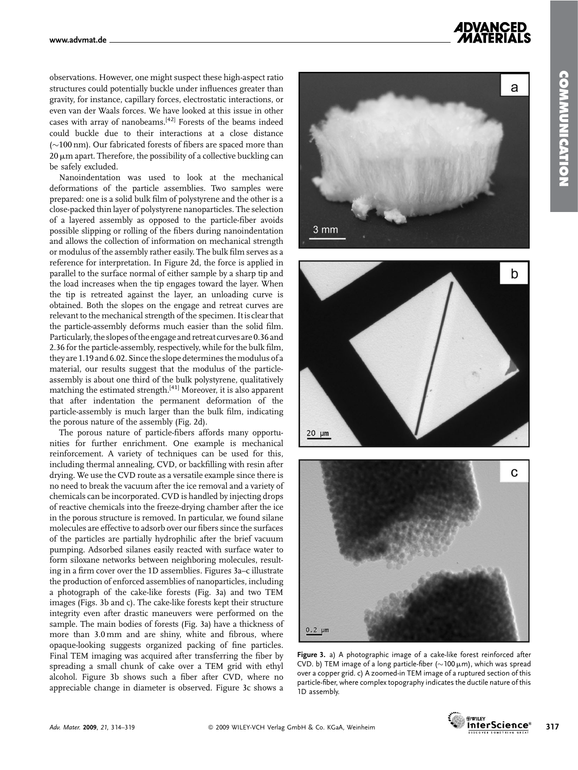observations. However, one might suspect these high-aspect ratio structures could potentially buckle under influences greater than gravity, for instance, capillary forces, electrostatic interactions, or even van der Waals forces. We have looked at this issue in other cases with array of nanobeams.[42] Forests of the beams indeed could buckle due to their interactions at a close distance (~100 nm). Our fabricated forests of fibers are spaced more than 20 μm apart. Therefore, the possibility of a collective buckling can be safely excluded.

Nanoindentation was used to look at the mechanical deformations of the particle assemblies. Two samples were prepared: one is a solid bulk film of polystyrene and the other is a close-packed thin layer of polystyrene nanoparticles. The selection of a layered assembly as opposed to the particle-fiber avoids possible slipping or rolling of the fibers during nanoindentation and allows the collection of information on mechanical strength or modulus of the assembly rather easily. The bulk film serves as a reference for interpretation. In Figure 2d, the force is applied in parallel to the surface normal of either sample by a sharp tip and the load increases when the tip engages toward the layer. When the tip is retreated against the layer, an unloading curve is obtained. Both the slopes on the engage and retreat curves are relevant to the mechanical strength of the specimen. It is clear that the particle-assembly deforms much easier than the solid film. Particularly, the slopes of the engage and retreat curves are 0.36 and 2.36 for the particle-assembly, respectively, while for the bulk film, they are 1.19 and 6.02. Since the slope determines the modulus of a material, our results suggest that the modulus of the particle-assembly is about one third of the bulk polystyrene, qualitatively matching the estimated strength.[41] Moreover, it is also apparent that after indentation the permanent deformation of the particle-assembly is much larger than the bulk film, indicating the porous nature of the assembly (Fig. 2d).

The porous nature of particle-fibers affords many opportunities for further enrichment. One example is mechanical reinforcement. A variety of techniques can be used for this, including thermal annealing, CVD, or backfilling with resin after drying. We use the CVD route as a versatile example since there is no need to break the vacuum after the ice removal and a variety of chemicals can be incorporated. CVD is handled by injecting drops of reactive chemicals into the freeze-drying chamber after the ice in the porous structure is removed. In particular, we found silane molecules are effective to adsorb over our fibers since the surfaces of the particles are partially hydrophilic after the brief vacuum pumping. Adsorbed silanes easily reacted with surface water to form siloxane networks between neighboring molecules, resulting in a firm cover over the 1D assemblies. Figures 3a–c illustrate the production of enforced assemblies of nanoparticles, including a photograph of the cake-like forests (Fig. 3a) and two TEM images (Figs. 3b and c). The cake-like forests kept their structure integrity even after drastic maneuvers were performed on the sample. The main bodies of forests (Fig. 3a) have a thickness of more than 3.0 mm and are shiny, white and fibrous, where opaque-looking suggests organized packing of fine particles. Final TEM imaging was acquired after transferring the fiber by spreading a small chunk of cake over a TEM grid with ethyl alcohol. Figure 3b shows such a fiber after CVD, where no appreciable change in diameter is observed. Figure 3c shows a

**Figure 3.** a) A photographic image of a cake-like forest reinforced after CVD. b) TEM image of a long particle-fiber (~100 μm), which was spread over a copper grid. c) A zoomed-in TEM image of a ruptured section of this particle-fiber, where complex topography indicates the ductile nature of this 1D assembly.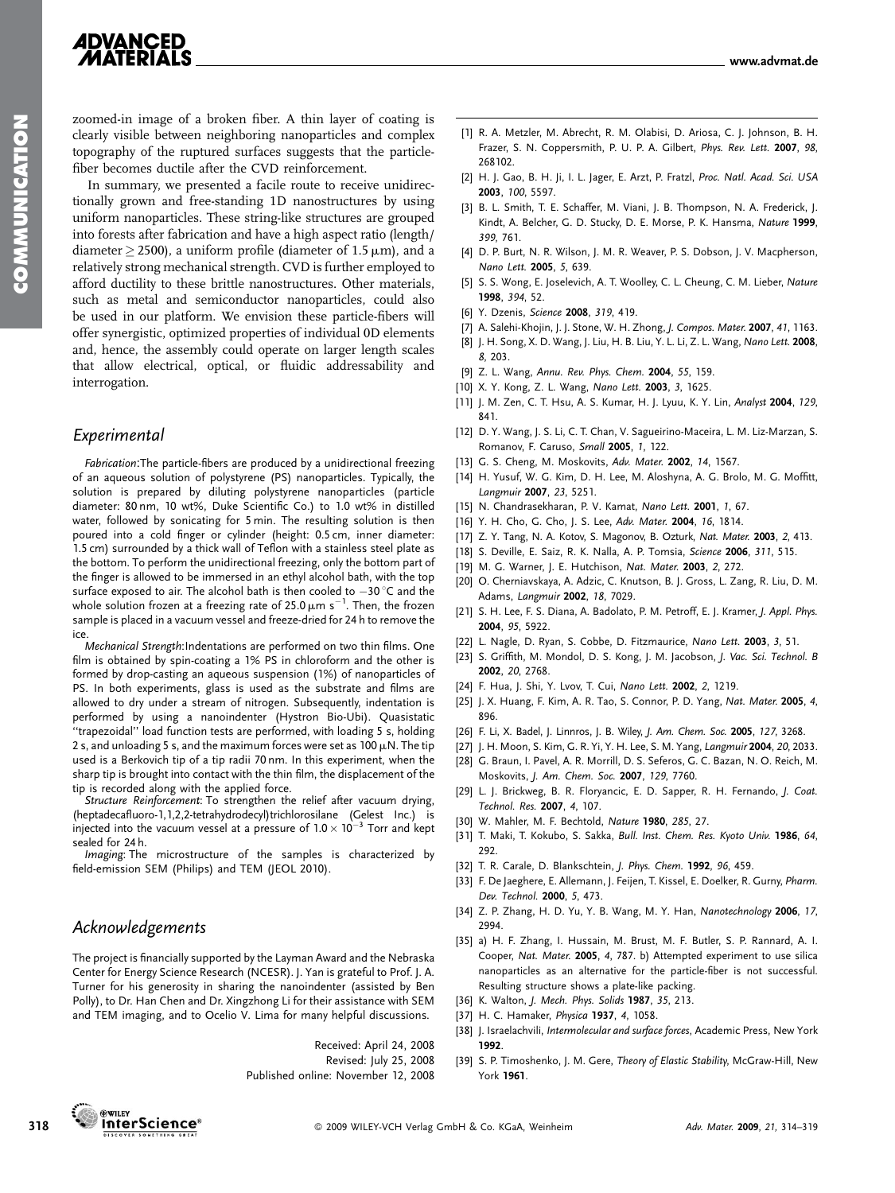zoomed-in image of a broken fiber. A thin layer of coating is clearly visible between neighboring nanoparticles and complex topography of the ruptured surfaces suggests that the particle-fiber becomes ductile after the CVD reinforcement.

In summary, we presented a facile route to receive unidirectionally grown and free-standing 1D nanostructures by using uniform nanoparticles. These string-like structures are grouped into forests after fabrication and have a high aspect ratio (length/diameter $\geq 2500$), a uniform profile (diameter of 1.5 μm), and a relatively strong mechanical strength. CVD is further employed to afford ductility to these brittle nanostructures. Other materials, such as metal and semiconductor nanoparticles, could also be used in our platform. We envision these particle-fibers will offer synergistic, optimized properties of individual 0D elements and, hence, the assembly could operate on larger length scales that allow electrical, optical, or fluidic addressability and interrogation.

## Experimental

*Fabrication*: The particle-fibers are produced by a unidirectional freezing of an aqueous solution of polystyrene (PS) nanoparticles. Typically, the solution is prepared by diluting polystyrene nanoparticles (particle diameter: 80 nm, 10 wt%, Duke Scientific Co.) to 1.0 wt% in distilled water, followed by sonicating for 5 min. The resulting solution is then poured into a cold finger or cylinder (height: 0.5 cm, inner diameter: 1.5 cm) surrounded by a thick wall of Teflon with a stainless steel plate as the bottom. To perform the unidirectional freezing, only the bottom part of the finger is allowed to be immersed in an ethyl alcohol bath, with the top surface exposed to air. The alcohol bath is then cooled to −30 °C and the whole solution frozen at a freezing rate of 25.0 μm s$^{-1}$. Then, the frozen sample is placed in a vacuum vessel and freeze-dried for 24 h to remove the ice.

*Mechanical Strength*: Indentations are performed on two thin films. One film is obtained by spin-coating a 1% PS in chloroform and the other is formed by drop-casting an aqueous suspension (1%) of nanoparticles of PS. In both experiments, glass is used as the substrate and films are allowed to dry under a stream of nitrogen. Subsequently, indentation is performed by using a nanoindenter (Hystron Bio-Ubi). Quasistatic "trapezoidal" load function tests are performed, with loading 5 s, holding 2 s, and unloading 5 s, and the maximum forces were set as 100 μN. The tip used is a Berkovich tip of a tip radii 70 nm. In this experiment, when the sharp tip is brought into contact with the thin film, the displacement of the tip is recorded along with the applied force.

*Structure Reinforcement*: To strengthen the relief after vacuum drying, (heptadecafluoro-1,1,2,2-tetrahydrodecyl)trichlorosilane (Gelest Inc.) is injected into the vacuum vessel at a pressure of $1.0 \times 10^{-3}$ Torr and kept sealed for 24 h.

*Imaging*: The microstructure of the samples is characterized by field-emission SEM (Philips) and TEM (JEOL 2010).

## Acknowledgements

The project is financially supported by the Layman Award and the Nebraska Center for Energy Science Research (NCESR). J. Yan is grateful to Prof. J. A. Turner for his generosity in sharing the nanoindenter (assisted by Ben Polly), to Dr. Han Chen and Dr. Xingzhong Li for their assistance with SEM and TEM imaging, and to Ocelio V. Lima for many helpful discussions.

Received: April 24, 2008
Revised: July 25, 2008
Published online: November 12, 2008

[1] R. A. Metzler, M. Abrecht, R. M. Olabisi, D. Ariosa, C. J. Johnson, B. H. Frazer, S. N. Coppersmith, P. U. P. A. Gilbert, *Phys. Rev. Lett.* **2007**, *98*, 268102.
[2] H. J. Gao, B. H. Ji, I. L. Jager, E. Arzt, P. Fratzl, *Proc. Natl. Acad. Sci. USA* **2003**, *100*, 5597.
[3] B. L. Smith, T. E. Schaffer, M. Viani, J. B. Thompson, N. A. Frederick, J. Kindt, A. Belcher, G. D. Stucky, D. E. Morse, P. K. Hansma, *Nature* **1999**, *399*, 761.
[4] D. P. Burt, N. R. Wilson, J. M. R. Weaver, P. S. Dobson, J. V. Macpherson, *Nano Lett.* **2005**, *5*, 639.
[5] S. S. Wong, E. Joselevich, A. T. Woolley, C. L. Cheung, C. M. Lieber, *Nature* **1998**, *394*, 52.
[6] Y. Dzenis, *Science* **2008**, *319*, 419.
[7] A. Salehi-Khojin, J. J. Stone, W. H. Zhong, *J. Compos. Mater.* **2007**, *41*, 1163.
[8] J. H. Song, X. D. Wang, J. Liu, H. B. Liu, Y. L. Li, Z. L. Wang, *Nano Lett.* **2008**, *8*, 203.
[9] Z. L. Wang, *Annu. Rev. Phys. Chem.* **2004**, *55*, 159.
[10] X. Y. Kong, Z. L. Wang, *Nano Lett.* **2003**, *3*, 1625.
[11] J. M. Zen, C. T. Hsu, A. S. Kumar, H. J. Lyuu, K. Y. Lin, *Analyst* **2004**, *129*, 841.
[12] D. Y. Wang, J. S. Li, C. T. Chan, V. Sagueirino-Maceira, L. M. Liz-Marzan, S. Romanov, F. Caruso, *Small* **2005**, *1*, 122.
[13] G. S. Cheng, M. Moskovits, *Adv. Mater.* **2002**, *14*, 1567.
[14] H. Yusuf, W. G. Kim, D. H. Lee, M. Aloshyna, A. G. Brolo, M. G. Moffitt, *Langmuir* **2007**, *23*, 5251.
[15] N. Chandrasekharan, P. V. Kamat, *Nano Lett.* **2001**, *1*, 67.
[16] Y. H. Cho, G. Cho, J. S. Lee, *Adv. Mater.* **2004**, *16*, 1814.
[17] Z. Y. Tang, N. A. Kotov, S. Magonov, B. Ozturk, *Nat. Mater.* **2003**, *2*, 413.
[18] S. Deville, E. Saiz, R. K. Nalla, A. P. Tomsia, *Science* **2006**, *311*, 515.
[19] M. G. Warner, J. E. Hutchison, *Nat. Mater.* **2003**, *2*, 272.
[20] O. Cherniavskaya, A. Adzic, C. Knutson, B. J. Gross, L. Zang, R. Liu, D. M. Adams, *Langmuir* **2002**, *18*, 7029.
[21] S. H. Lee, F. S. Diana, A. Badolato, P. M. Petroff, E. J. Kramer, *J. Appl. Phys.* **2004**, *95*, 5922.
[22] L. Nagle, D. Ryan, S. Cobbe, D. Fitzmaurice, *Nano Lett.* **2003**, *3*, 51.
[23] S. Griffith, M. Mondol, D. S. Kong, J. M. Jacobson, *J. Vac. Sci. Technol. B* **2002**, *20*, 2768.
[24] F. Hua, J. Shi, Y. Lvov, T. Cui, *Nano Lett.* **2002**, *2*, 1219.
[25] J. X. Huang, F. Kim, A. R. Tao, S. Connor, P. D. Yang, *Nat. Mater.* **2005**, *4*, 896.
[26] F. Li, X. Badel, J. Linnros, J. B. Wiley, *J. Am. Chem. Soc.* **2005**, *127*, 3268.
[27] J. H. Moon, S. Kim, G. R. Yi, Y. H. Lee, S. M. Yang, *Langmuir* **2004**, *20*, 2033.
[28] G. Braun, I. Pavel, A. R. Morrill, D. S. Seferos, G. C. Bazan, N. O. Reich, M. Moskovits, *J. Am. Chem. Soc.* **2007**, *129*, 7760.
[29] L. J. Brickweg, B. R. Floryancic, E. D. Sapper, R. H. Fernando, *J. Coat. Technol. Res.* **2007**, *4*, 107.
[30] W. Mahler, M. F. Bechtold, *Nature* **1980**, *285*, 27.
[31] T. Maki, T. Kokubo, S. Sakka, *Bull. Inst. Chem. Res. Kyoto Univ.* **1986**, *64*, 292.
[32] T. R. Carale, D. Blankschtein, *J. Phys. Chem.* **1992**, *96*, 459.
[33] F. De Jaeghere, E. Allemann, J. Feijen, T. Kissel, E. Doelker, R. Gurny, *Pharm. Dev. Technol.* **2000**, *5*, 473.
[34] Z. P. Zhang, H. D. Yu, Y. B. Wang, M. Y. Han, *Nanotechnology* **2006**, *17*, 2994.
[35] a) H. F. Zhang, I. Hussain, M. Brust, M. F. Butler, S. P. Rannard, A. I. Cooper, *Nat. Mater.* **2005**, *4*, 787. b) Attempted experiment to use silica nanoparticles as an alternative for the particle-fiber is not successful. Resulting structure shows a plate-like packing.
[36] K. Walton, *J. Mech. Phys. Solids* **1987**, *35*, 213.
[37] H. C. Hamaker, *Physica* **1937**, *4*, 1058.
[38] J. Israelachvili, *Intermolecular and surface forces*, Academic Press, New York **1992**.
[39] S. P. Timoshenko, J. M. Gere, *Theory of Elastic Stability*, McGraw-Hill, New York **1961**.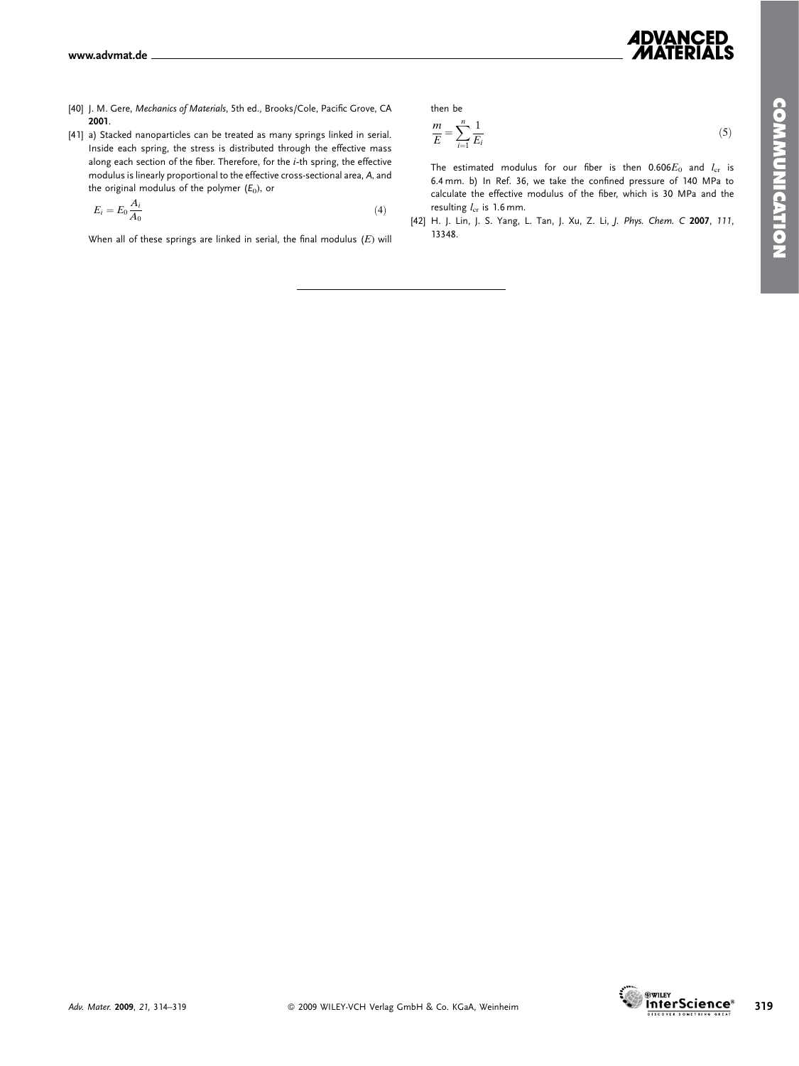[40] J. M. Gere, *Mechanics of Materials*, 5th ed., Brooks/Cole, Pacific Grove, CA **2001**.

[41] a) Stacked nanoparticles can be treated as many springs linked in serial. Inside each spring, the stress is distributed through the effective mass along each section of the fiber. Therefore, for the $i$-th spring, the effective modulus is linearly proportional to the effective cross-sectional area, $A$, and the original modulus of the polymer ($E_0$), or

$$E_i = E_0 \frac{A_i}{A_0} \tag{4}$$

When all of these springs are linked in serial, the final modulus ($E$) will then be

$$\frac{m}{E} = \sum_{i=1}^{n} \frac{1}{E_i} \tag{5}$$

The estimated modulus for our fiber is then $0.606E_0$ and $l_{cr}$ is 6.4 mm. b) In Ref. 36, we take the confined pressure of 140 MPa to calculate the effective modulus of the fiber, which is 30 MPa and the resulting $l_{cr}$ is 1.6 mm.

[42] H. J. Lin, J. S. Yang, L. Tan, J. Xu, Z. Li, *J. Phys. Chem. C* **2007**, *111*, 13348.